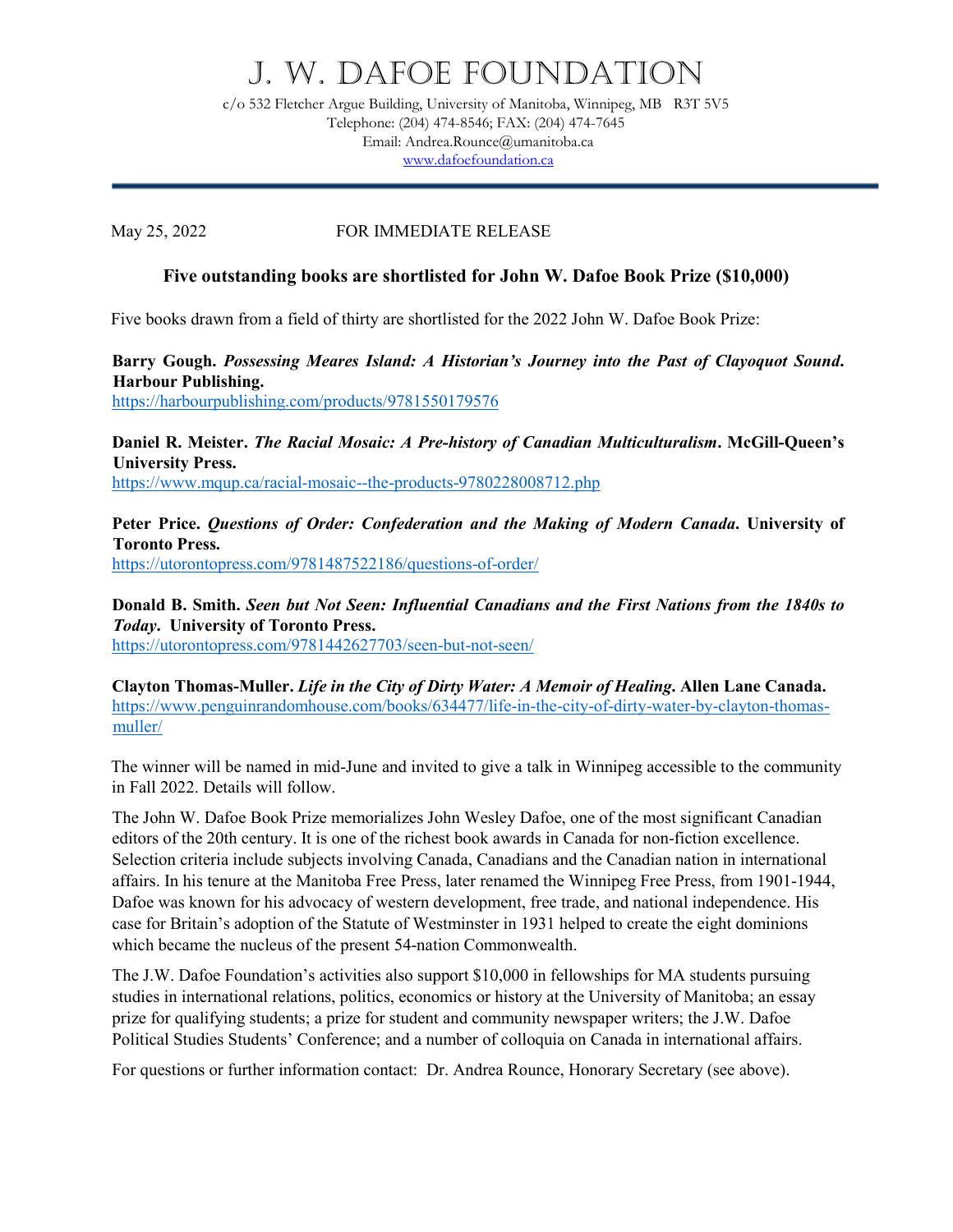# J. W. DAFOE FOUNDATION

c/o 532 Fletcher Argue Building, University of Manitoba, Winnipeg, MB R3T 5V5
Telephone: (204) 474-8546; FAX: (204) 474-7645
Email: Andrea.Rounce@umanitoba.ca
www.dafoefoundation.ca

---

May 25, 2022 FOR IMMEDIATE RELEASE

### Five outstanding books are shortlisted for John W. Dafoe Book Prize ($10,000)

Five books drawn from a field of thirty are shortlisted for the 2022 John W. Dafoe Book Prize:

**Barry Gough. *Possessing Meares Island: A Historian's Journey into the Past of Clayoquot Sound*. Harbour Publishing.**
https://harbourpublishing.com/products/9781550179576

**Daniel R. Meister. *The Racial Mosaic: A Pre-history of Canadian Multiculturalism*. McGill-Queen's University Press.**
https://www.mqup.ca/racial-mosaic--the-products-9780228008712.php

**Peter Price. *Questions of Order: Confederation and the Making of Modern Canada*. University of Toronto Press.**
https://utorontopress.com/9781487522186/questions-of-order/

**Donald B. Smith. *Seen but Not Seen: Influential Canadians and the First Nations from the 1840s to Today*. University of Toronto Press.**
https://utorontopress.com/9781442627703/seen-but-not-seen/

**Clayton Thomas-Muller. *Life in the City of Dirty Water: A Memoir of Healing*. Allen Lane Canada.**
https://www.penguinrandomhouse.com/books/634477/life-in-the-city-of-dirty-water-by-clayton-thomas-muller/

The winner will be named in mid-June and invited to give a talk in Winnipeg accessible to the community in Fall 2022. Details will follow.

The John W. Dafoe Book Prize memorializes John Wesley Dafoe, one of the most significant Canadian editors of the 20th century. It is one of the richest book awards in Canada for non-fiction excellence. Selection criteria include subjects involving Canada, Canadians and the Canadian nation in international affairs. In his tenure at the Manitoba Free Press, later renamed the Winnipeg Free Press, from 1901-1944, Dafoe was known for his advocacy of western development, free trade, and national independence. His case for Britain's adoption of the Statute of Westminster in 1931 helped to create the eight dominions which became the nucleus of the present 54-nation Commonwealth.

The J.W. Dafoe Foundation's activities also support $10,000 in fellowships for MA students pursuing studies in international relations, politics, economics or history at the University of Manitoba; an essay prize for qualifying students; a prize for student and community newspaper writers; the J.W. Dafoe Political Studies Students' Conference; and a number of colloquia on Canada in international affairs.

For questions or further information contact: Dr. Andrea Rounce, Honorary Secretary (see above).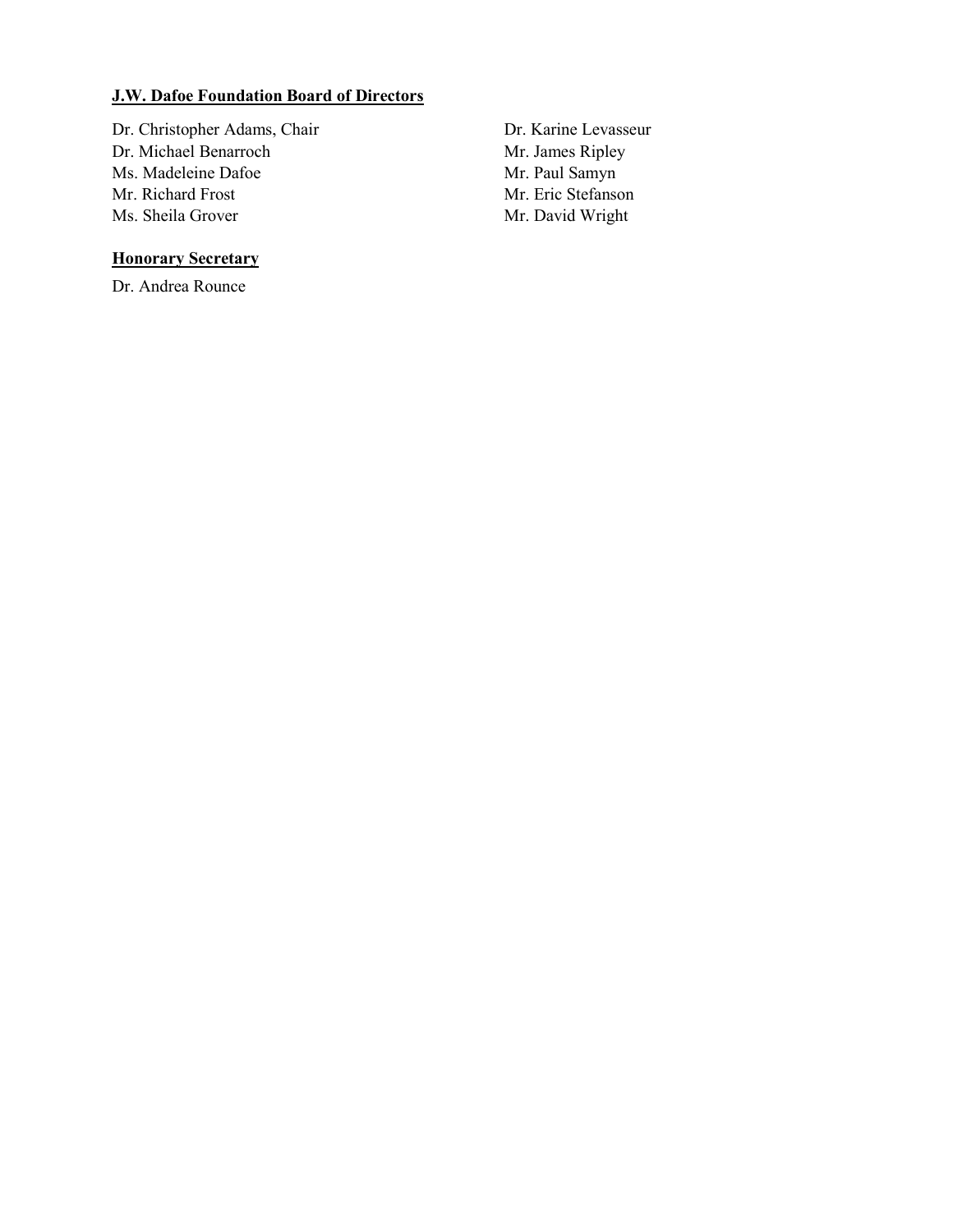**J.W. Dafoe Foundation Board of Directors**

Dr. Christopher Adams, Chair
Dr. Michael Benarroch
Ms. Madeleine Dafoe
Mr. Richard Frost
Ms. Sheila Grover
Dr. Karine Levasseur
Mr. James Ripley
Mr. Paul Samyn
Mr. Eric Stefanson
Mr. David Wright

**Honorary Secretary**

Dr. Andrea Rounce